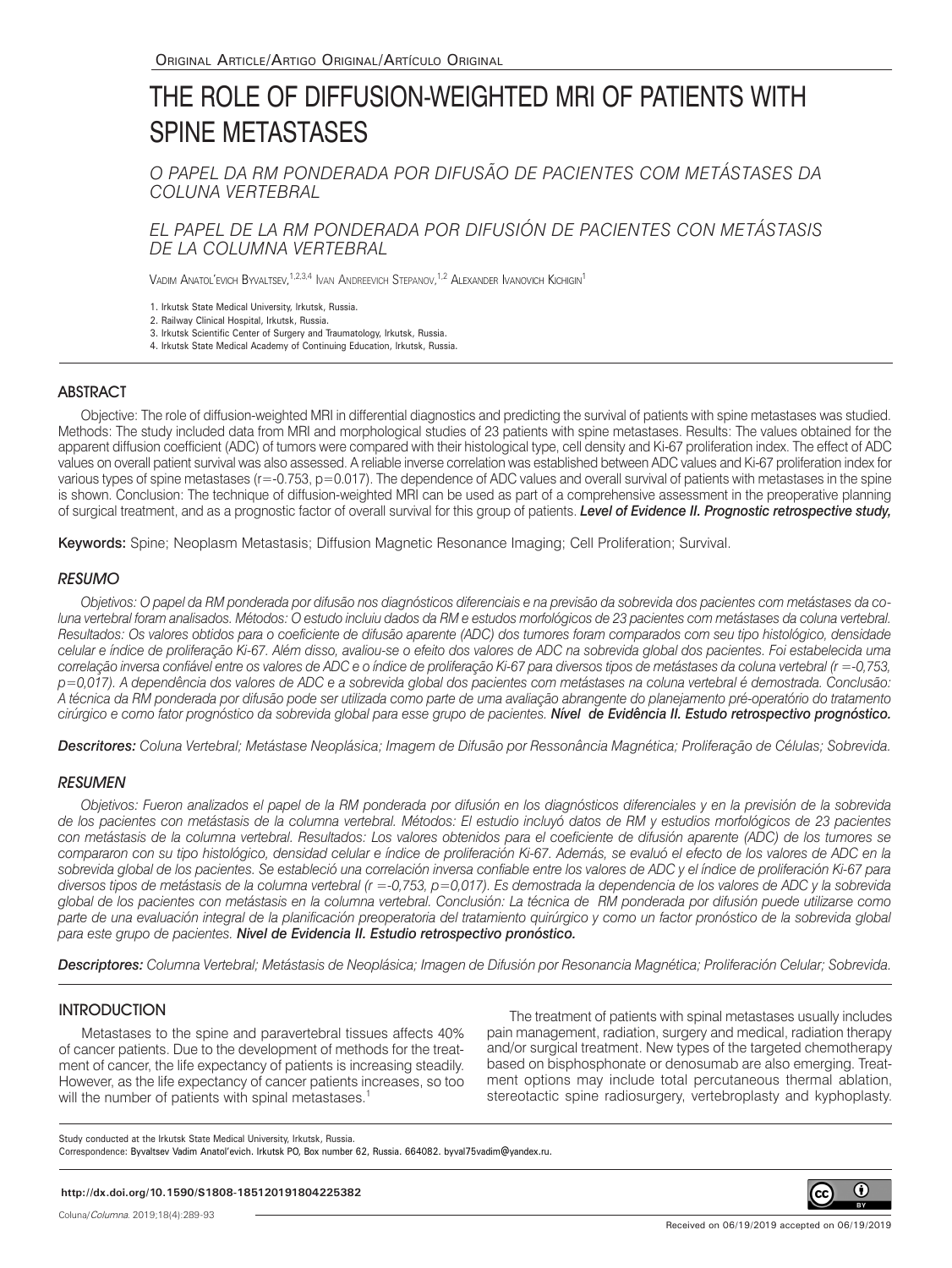Original Article/Artigo Original/Artículo Original

# THE ROLE OF DIFFUSION-WEIGHTED MRI OF PATIENTS WITH SPINE METASTASES

*O PAPEL DA RM PONDERADA POR DIFUSÃO DE PACIENTES COM METÁSTASES DA COLUNA VERTEBRAL*

*EL PAPEL DE LA RM PONDERADA POR DIFUSIÓN DE PACIENTES CON METÁSTASIS DE LA COLUMNA VERTEBRAL*

Vadim Anatol'evich Byvaltsev,[1,2,3,4] Ivan Andreevich Stepanov,[1,2] Alexander Ivanovich Kichigin[1]

1. Irkutsk State Medical University, Irkutsk, Russia.
2. Railway Clinical Hospital, Irkutsk, Russia.
3. Irkutsk Scientific Center of Surgery and Traumatology, Irkutsk, Russia.
4. Irkutsk State Medical Academy of Continuing Education, Irkutsk, Russia.

## ABSTRACT

Objective: The role of diffusion-weighted MRI in differential diagnostics and predicting the survival of patients with spine metastases was studied. Methods: The study included data from MRI and morphological studies of 23 patients with spine metastases. Results: The values obtained for the apparent diffusion coefficient (ADC) of tumors were compared with their histological type, cell density and Ki-67 proliferation index. The effect of ADC values on overall patient survival was also assessed. A reliable inverse correlation was established between ADC values and Ki-67 proliferation index for various types of spine metastases ($r=-0.753$, $p=0.017$). The dependence of ADC values and overall survival of patients with metastases in the spine is shown. Conclusion: The technique of diffusion-weighted MRI can be used as part of a comprehensive assessment in the preoperative planning of surgical treatment, and as a prognostic factor of overall survival for this group of patients. ***Level of Evidence II. Prognostic retrospective study,***

**Keywords:** Spine; Neoplasm Metastasis; Diffusion Magnetic Resonance Imaging; Cell Proliferation; Survival.

## *RESUMO*

*Objetivos: O papel da RM ponderada por difusão nos diagnósticos diferenciais e na previsão da sobrevida dos pacientes com metástases da coluna vertebral foram analisados. Métodos: O estudo incluiu dados da RM e estudos morfológicos de 23 pacientes com metástases da coluna vertebral. Resultados: Os valores obtidos para o coeficiente de difusão aparente (ADC) dos tumores foram comparados com seu tipo histológico, densidade celular e índice de proliferação Ki-67. Além disso, avaliou-se o efeito dos valores de ADC na sobrevida global dos pacientes. Foi estabelecida uma correlação inversa confiável entre os valores de ADC e o índice de proliferação Ki-67 para diversos tipos de metástases da coluna vertebral (r =-0,753, p=0,017). A dependência dos valores de ADC e a sobrevida global dos pacientes com metástases na coluna vertebral é demostrada. Conclusão: A técnica da RM ponderada por difusão pode ser utilizada como parte de uma avaliação abrangente do planejamento pré-operatório do tratamento cirúrgico e como fator prognóstico da sobrevida global para esse grupo de pacientes.* ***Nível de Evidência II. Estudo retrospectivo prognóstico.***

***Descritores:*** *Coluna Vertebral; Metástase Neoplásica; Imagem de Difusão por Ressonância Magnética; Proliferação de Células; Sobrevida.*

## *RESUMEN*

*Objetivos: Fueron analizados el papel de la RM ponderada por difusión en los diagnósticos diferenciales y en la previsión de la sobrevida de los pacientes con metástasis de la columna vertebral. Métodos: El estudio incluyó datos de RM y estudios morfológicos de 23 pacientes con metástasis de la columna vertebral. Resultados: Los valores obtenidos para el coeficiente de difusión aparente (ADC) de los tumores se compararon con su tipo histológico, densidad celular e índice de proliferación Ki-67. Además, se evaluó el efecto de los valores de ADC en la sobrevida global de los pacientes. Se estableció una correlación inversa confiable entre los valores de ADC y el índice de proliferación Ki-67 para diversos tipos de metástasis de la columna vertebral (r =-0,753, p=0,017). Es demostrada la dependencia de los valores de ADC y la sobrevida global de los pacientes con metástasis en la columna vertebral. Conclusión: La técnica de RM ponderada por difusión puede utilizarse como parte de una evaluación integral de la planificación preoperatoria del tratamiento quirúrgico y como un factor pronóstico de la sobrevida global para este grupo de pacientes.* ***Nivel de Evidencia II. Estudio retrospectivo pronóstico.***

***Descriptores:*** *Columna Vertebral; Metástasis de Neoplásica; Imagen de Difusión por Resonancia Magnética; Proliferación Celular; Sobrevida.*

## INTRODUCTION

Metastases to the spine and paravertebral tissues affects 40% of cancer patients. Due to the development of methods for the treatment of cancer, the life expectancy of patients is increasing steadily. However, as the life expectancy of cancer patients increases, so too will the number of patients with spinal metastases.[1]

The treatment of patients with spinal metastases usually includes pain management, radiation, surgery and medical, radiation therapy and/or surgical treatment. New types of the targeted chemotherapy based on bisphosphonate or denosumab are also emerging. Treatment options may include total percutaneous thermal ablation, stereotactic spine radiosurgery, vertebroplasty and kyphoplasty.

Study conducted at the Irkutsk State Medical University, Irkutsk, Russia.
Correspondence: Byvaltsev Vadim Anatol'evich. Irkutsk PO, Box number 62, Russia. 664082. byval75vadim@yandex.ru.

http://dx.doi.org/10.1590/S1808-185120191804225382

Received on 06/19/2019 accepted on 06/19/2019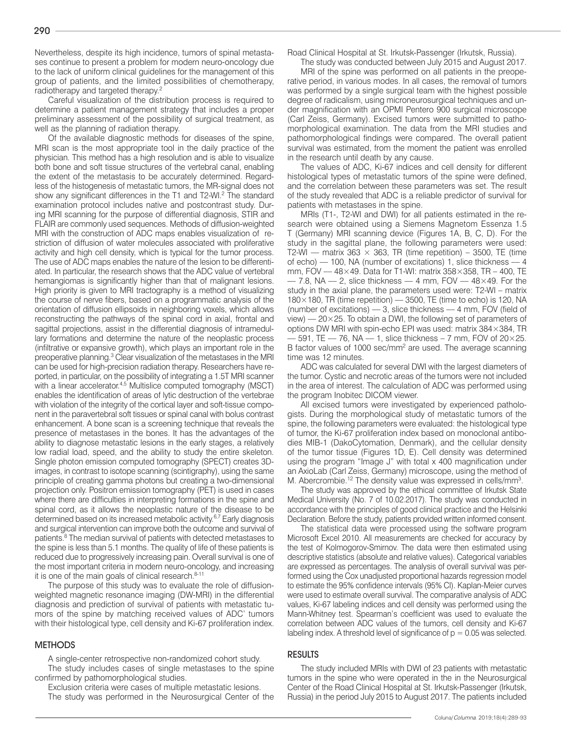Nevertheless, despite its high incidence, tumors of spinal metastases continue to present a problem for modern neuro-oncology due to the lack of uniform clinical guidelines for the management of this group of patients, and the limited possibilities of chemotherapy, radiotherapy and targeted therapy.[2]

Careful visualization of the distribution process is required to determine a patient management strategy that includes a proper preliminary assessment of the possibility of surgical treatment, as well as the planning of radiation therapy.

Of the available diagnostic methods for diseases of the spine, MRI scan is the most appropriate tool in the daily practice of the physician. This method has a high resolution and is able to visualize both bone and soft tissue structures of the vertebral canal, enabling the extent of the metastasis to be accurately determined. Regardless of the histogenesis of metastatic tumors, the MR-signal does not show any significant differences in the T1 and T2-WI.[2] The standard examination protocol includes native and postcontrast study. During MRI scanning for the purpose of differential diagnosis, STIR and FLAIR are commonly used sequences. Methods of diffusion-weighted MRI with the construction of ADC maps enables visualization of restriction of diffusion of water molecules associated with proliferative activity and high cell density, which is typical for the tumor process. The use of ADC maps enables the nature of the lesion to be differentiated. In particular, the research shows that the ADC value of vertebral hemangiomas is significantly higher than that of malignant lesions. High priority is given to MRI tractography is a method of visualizing the course of nerve fibers, based on a programmatic analysis of the orientation of diffusion ellipsoids in neighboring voxels, which allows reconstructing the pathways of the spinal cord in axial, frontal and sagittal projections, assist in the differential diagnosis of intramedullary formations and determine the nature of the neoplastic process (infiltrative or expansive growth), which plays an important role in the preoperative planning.[3] Clear visualization of the metastases in the MRI can be used for high-precision radiation therapy. Researchers have reported, in particular, on the possibility of integrating a 1.5T MRI scanner with a linear accelerator.[4,5] Multislice computed tomography (MSCT) enables the identification of areas of lytic destruction of the vertebrae with violation of the integrity of the cortical layer and soft-tissue component in the paravertebral soft tissues or spinal canal with bolus contrast enhancement. A bone scan is a screening technique that reveals the presence of metastases in the bones. It has the advantages of the ability to diagnose metastatic lesions in the early stages, a relatively low radial load, speed, and the ability to study the entire skeleton. Single photon emission computed tomography (SPECT) creates 3D-images, in contrast to isotope scanning (scintigraphy), using the same principle of creating gamma photons but creating a two-dimensional projection only. Positron emission tomography (PET) is used in cases where there are difficulties in interpreting formations in the spine and spinal cord, as it allows the neoplastic nature of the disease to be determined based on its increased metabolic activity.[6,7] Early diagnosis and surgical intervention can improve both the outcome and survival of patients.[8] The median survival of patients with detected metastases to the spine is less than 5.1 months. The quality of life of these patients is reduced due to progressively increasing pain. Overall survival is one of the most important criteria in modern neuro-oncology, and increasing it is one of the main goals of clinical research.[8-11]

The purpose of this study was to evaluate the role of diffusion-weighted magnetic resonance imaging (DW-MRI) in the differential diagnosis and prediction of survival of patients with metastatic tumors of the spine by matching received values of ADC' tumors with their histological type, cell density and Ki-67 proliferation index.

## METHODS

A single-center retrospective non-randomized cohort study.

The study includes cases of single metastases to the spine confirmed by pathomorphological studies.

Exclusion criteria were cases of multiple metastatic lesions.

The study was performed in the Neurosurgical Center of the Road Clinical Hospital at St. Irkutsk-Passenger (Irkutsk, Russia).

The study was conducted between July 2015 and August 2017.

MRI of the spine was performed on all patients in the preoperative period, in various modes. In all cases, the removal of tumors was performed by a single surgical team with the highest possible degree of radicalism, using microneurosurgical techniques and under magnification with an OPMI Pentero 900 surgical microscope (Carl Zeiss, Germany). Excised tumors were submitted to pathomorphological examination. The data from the MRI studies and pathomorphological findings were compared. The overall patient survival was estimated, from the moment the patient was enrolled in the research until death by any cause.

The values of ADC, Ki-67 indices and cell density for different histological types of metastatic tumors of the spine were defined, and the correlation between these parameters was set. The result of the study revealed that ADC is a reliable predictor of survival for patients with metastases in the spine.

MRIs (T1-, T2-WI and DWI) for all patients estimated in the research were obtained using a Siemens Magnetom Essenza 1.5 T (Germany) MRI scanning device (Figures 1A, B, C, D). For the study in the sagittal plane, the following parameters were used: T2-WI — matrix 363 × 363, TR (time repetition) – 3500, TE (time of echo) — 100, NA (number of excitations) 1, slice thickness — 4 mm, FOV — 48×49. Data for T1-WI: matrix 358×358, TR – 400, TE — 7.8, NA — 2, slice thickness — 4 mm, FOV — 48×49. For the study in the axial plane, the parameters used were: T2-WI – matrix 180×180, TR (time repetition) — 3500, TE (time to echo) is 120, NA (number of excitations) — 3, slice thickness — 4 mm, FOV (field of view) — 20×25. To obtain a DWI, the following set of parameters of options DW MRI with spin-echo EPI was used: matrix 384×384, TR — 591, TE — 76, NA — 1, slice thickness – 7 mm, FOV of 20×25. B factor values of 1000 sec/mm$^2$ are used. The average scanning time was 12 minutes.

ADC was calculated for several DWI with the largest diameters of the tumor. Cystic and necrotic areas of the tumors were not included in the area of interest. The calculation of ADC was performed using the program Inobitec DICOM viewer.

All excised tumors were investigated by experienced pathologists. During the morphological study of metastatic tumors of the spine, the following parameters were evaluated: the histological type of tumor, the Ki-67 proliferation index based on monoclonal antibodies MIB-1 (DakoCytomation, Denmark), and the cellular density of the tumor tissue (Figures 1D, E). Cell density was determined using the program "Image J" with total x 400 magnification under an AxioLab (Carl Zeiss, Germany) microscope, using the method of M. Abercrombie.[12] The density value was expressed in cells/mm$^3$.

The study was approved by the ethical committee of Irkutsk State Medical University (No. 7 of 10.02.2017). The study was conducted in accordance with the principles of good clinical practice and the Helsinki Declaration. Before the study, patients provided written informed consent.

The statistical data were processed using the software program Microsoft Excel 2010. All measurements are checked for accuracy by the test of Kolmogorov-Smirnov. The data were then estimated using descriptive statistics (absolute and relative values). Categorical variables are expressed as percentages. The analysis of overall survival was performed using the Cox unadjusted proportional hazards regression model to estimate the 95% confidence intervals (95% CI). Kaplan-Meier curves were used to estimate overall survival. The comparative analysis of ADC values, Ki-67 labeling indices and cell density was performed using the Mann-Whitney test. Spearman's coefficient was used to evaluate the correlation between ADC values of the tumors, cell density and Ki-67 labeling index. A threshold level of significance of $p = 0.05$ was selected.

## RESULTS

The study included MRIs with DWI of 23 patients with metastatic tumors in the spine who were operated in the in the Neurosurgical Center of the Road Clinical Hospital at St. Irkutsk-Passenger (Irkutsk, Russia) in the period July 2015 to August 2017. The patients included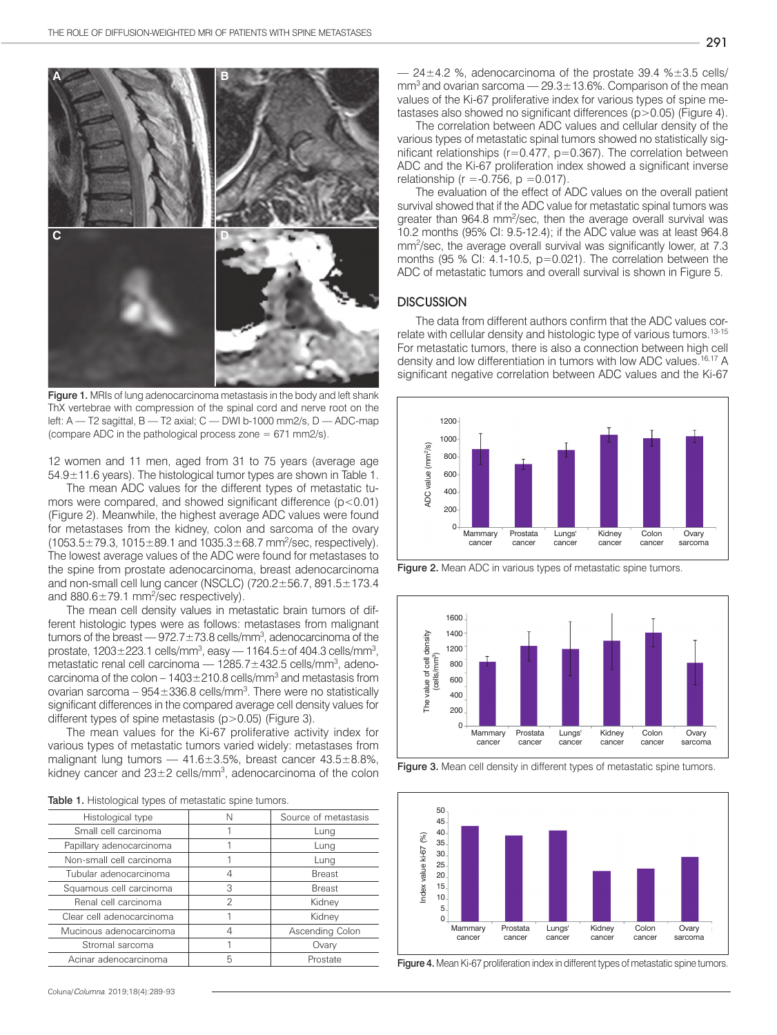Figure 1. MRIs of lung adenocarcinoma metastasis in the body and left shank ThX vertebrae with compression of the spinal cord and nerve root on the left: A — T2 sagittal, B — T2 axial; C — DWI b-1000 mm2/s, D — ADC-map (compare ADC in the pathological process zone = 671 mm2/s).

12 women and 11 men, aged from 31 to 75 years (average age 54.9±11.6 years). The histological tumor types are shown in Table 1.

The mean ADC values for the different types of metastatic tumors were compared, and showed significant difference ($p<0.01$) (Figure 2). Meanwhile, the highest average ADC values were found for metastases from the kidney, colon and sarcoma of the ovary (1053.5±79.3, 1015±89.1 and 1035.3±68.7 mm$^2$/sec, respectively). The lowest average values of the ADC were found for metastases to the spine from prostate adenocarcinoma, breast adenocarcinoma and non-small cell lung cancer (NSCLC) (720.2±56.7, 891.5±173.4 and 880.6±79.1 mm$^2$/sec respectively).

The mean cell density values in metastatic brain tumors of different histologic types were as follows: metastases from malignant tumors of the breast — 972.7±73.8 cells/mm$^3$, adenocarcinoma of the prostate, 1203±223.1 cells/mm$^3$, easy — 1164.5±of 404.3 cells/mm$^3$, metastatic renal cell carcinoma — 1285.7±432.5 cells/mm$^3$, adenocarcinoma of the colon – 1403±210.8 cells/mm$^3$ and metastasis from ovarian sarcoma – 954±336.8 cells/mm$^3$. There were no statistically significant differences in the compared average cell density values for different types of spine metastasis ($p>0.05$) (Figure 3).

The mean values for the Ki-67 proliferative activity index for various types of metastatic tumors varied widely: metastases from malignant lung tumors — 41.6±3.5%, breast cancer 43.5±8.8%, kidney cancer and 23±2 cells/mm$^3$, adenocarcinoma of the colon — 24±4.2 %, adenocarcinoma of the prostate 39.4 %±3.5 cells/mm$^3$ and ovarian sarcoma — 29.3±13.6%. Comparison of the mean values of the Ki-67 proliferative index for various types of spine metastases also showed no significant differences ($p>0.05$) (Figure 4).

Table 1. Histological types of metastatic spine tumors.

| Histological type | N | Source of metastasis |
|---|---|---|
| Small cell carcinoma | 1 | Lung |
| Papillary adenocarcinoma | 1 | Lung |
| Non-small cell carcinoma | 1 | Lung |
| Tubular adenocarcinoma | 4 | Breast |
| Squamous cell carcinoma | 3 | Breast |
| Renal cell carcinoma | 2 | Kidney |
| Clear cell adenocarcinoma | 1 | Kidney |
| Mucinous adenocarcinoma | 4 | Ascending Colon |
| Stromal sarcoma | 1 | Ovary |
| Acinar adenocarcinoma | 5 | Prostate |

The correlation between ADC values and cellular density of the various types of metastatic spinal tumors showed no statistically significant relationships ($r=0.477$, $p=0.367$). The correlation between ADC and the Ki-67 proliferation index showed a significant inverse relationship ($r=-0.756$, $p=0.017$).

The evaluation of the effect of ADC values on the overall patient survival showed that if the ADC value for metastatic spinal tumors was greater than 964.8 mm$^2$/sec, then the average overall survival was 10.2 months (95% CI: 9.5-12.4); if the ADC value was at least 964.8 mm$^2$/sec, the average overall survival was significantly lower, at 7.3 months (95 % CI: 4.1-10.5, $p=0.021$). The correlation between the ADC of metastatic tumors and overall survival is shown in Figure 5.

## DISCUSSION

The data from different authors confirm that the ADC values correlate with cellular density and histologic type of various tumors.[13-15] For metastatic tumors, there is also a connection between high cell density and low differentiation in tumors with low ADC values.[16,17] A significant negative correlation between ADC values and the Ki-67

Figure 2. Mean ADC in various types of metastatic spine tumors.

Figure 3. Mean cell density in different types of metastatic spine tumors.

Figure 4. Mean Ki-67 proliferation index in different types of metastatic spine tumors.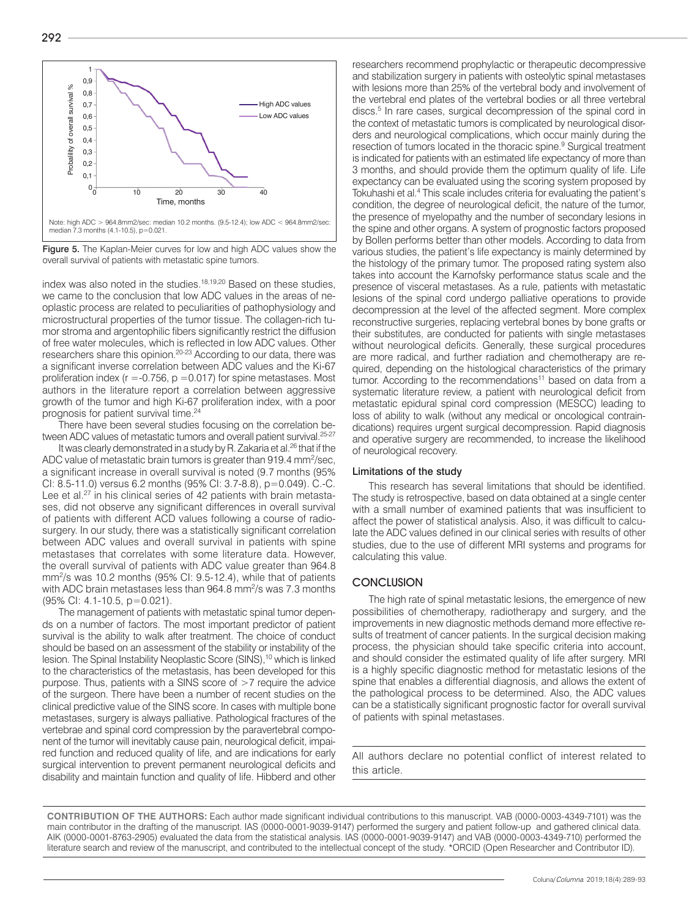Note: high ADC > 964.8mm2/sec: median 10.2 months. (9.5-12.4); low ADC < 964.8mm2/sec: median 7.3 months (4.1-10.5), p=0.021.

**Figure 5.** The Kaplan-Meier curves for low and high ADC values show the overall survival of patients with metastatic spine tumors.

index was also noted in the studies.[18,19,20] Based on these studies, we came to the conclusion that low ADC values in the areas of neoplastic process are related to peculiarities of pathophysiology and microstructural properties of the tumor tissue. The collagen-rich tumor stroma and argentophilic fibers significantly restrict the diffusion of free water molecules, which is reflected in low ADC values. Other researchers share this opinion.[20-23] According to our data, there was a significant inverse correlation between ADC values and the Ki-67 proliferation index ($r = -0.756$, $p = 0.017$) for spine metastases. Most authors in the literature report a correlation between aggressive growth of the tumor and high Ki-67 proliferation index, with a poor prognosis for patient survival time.[24]

There have been several studies focusing on the correlation between ADC values of metastatic tumors and overall patient survival.[25-27] It was clearly demonstrated in a study by R. Zakaria et al.[26] that if the ADC value of metastatic brain tumors is greater than 919.4 $mm^2$/sec, a significant increase in overall survival is noted (9.7 months (95% CI: 8.5-11.0) versus 6.2 months (95% CI: 3.7-8.8), p=0.049). C.-C. Lee et al.[27] in his clinical series of 42 patients with brain metastases, did not observe any significant differences in overall survival of patients with different ACD values following a course of radiosurgery. In our study, there was a statistically significant correlation between ADC values and overall survival in patients with spine metastases that correlates with some literature data. However, the overall survival of patients with ADC value greater than 964.8 $mm^2$/s was 10.2 months (95% CI: 9.5-12.4), while that of patients with ADC brain metastases less than 964.8 $mm^2$/s was 7.3 months (95% CI: 4.1-10.5, p=0.021).

The management of patients with metastatic spinal tumor depends on a number of factors. The most important predictor of patient survival is the ability to walk after treatment. The choice of conduct should be based on an assessment of the stability or instability of the lesion. The Spinal Instability Neoplastic Score (SINS),[10] which is linked to the characteristics of the metastasis, has been developed for this purpose. Thus, patients with a SINS score of >7 require the advice of the surgeon. There have been a number of recent studies on the clinical predictive value of the SINS score. In cases with multiple bone metastases, surgery is always palliative. Pathological fractures of the vertebrae and spinal cord compression by the paravertebral component of the tumor will inevitably cause pain, neurological deficit, impaired function and reduced quality of life, and are indications for early surgical intervention to prevent permanent neurological deficits and disability and maintain function and quality of life. Hibberd and other researchers recommend prophylactic or therapeutic decompressive and stabilization surgery in patients with osteolytic spinal metastases with lesions more than 25% of the vertebral body and involvement of the vertebral end plates of the vertebral bodies or all three vertebral discs.[5] In rare cases, surgical decompression of the spinal cord in the context of metastatic tumors is complicated by neurological disorders and neurological complications, which occur mainly during the resection of tumors located in the thoracic spine.[9] Surgical treatment is indicated for patients with an estimated life expectancy of more than 3 months, and should provide them the optimum quality of life. Life expectancy can be evaluated using the scoring system proposed by Tokuhashi et al.[4] This scale includes criteria for evaluating the patient's condition, the degree of neurological deficit, the nature of the tumor, the presence of myelopathy and the number of secondary lesions in the spine and other organs. A system of prognostic factors proposed by Bollen performs better than other models. According to data from various studies, the patient's life expectancy is mainly determined by the histology of the primary tumor. The proposed rating system also takes into account the Karnofsky performance status scale and the presence of visceral metastases. As a rule, patients with metastatic lesions of the spinal cord undergo palliative operations to provide decompression at the level of the affected segment. More complex reconstructive surgeries, replacing vertebral bones by bone grafts or their substitutes, are conducted for patients with single metastases without neurological deficits. Generally, these surgical procedures are more radical, and further radiation and chemotherapy are required, depending on the histological characteristics of the primary tumor. According to the recommendations[11] based on data from a systematic literature review, a patient with neurological deficit from metastatic epidural spinal cord compression (MESCC) leading to loss of ability to walk (without any medical or oncological contraindications) requires urgent surgical decompression. Rapid diagnosis and operative surgery are recommended, to increase the likelihood of neurological recovery.

### Limitations of the study

This research has several limitations that should be identified. The study is retrospective, based on data obtained at a single center with a small number of examined patients that was insufficient to affect the power of statistical analysis. Also, it was difficult to calculate the ADC values defined in our clinical series with results of other studies, due to the use of different MRI systems and programs for calculating this value.

## CONCLUSION

The high rate of spinal metastatic lesions, the emergence of new possibilities of chemotherapy, radiotherapy and surgery, and the improvements in new diagnostic methods demand more effective results of treatment of cancer patients. In the surgical decision making process, the physician should take specific criteria into account, and should consider the estimated quality of life after surgery. MRI is a highly specific diagnostic method for metastatic lesions of the spine that enables a differential diagnosis, and allows the extent of the pathological process to be determined. Also, the ADC values can be a statistically significant prognostic factor for overall survival of patients with spinal metastases.

All authors declare no potential conflict of interest related to this article.

**CONTRIBUTION OF THE AUTHORS:** Each author made significant individual contributions to this manuscript. VAB (0000-0003-4349-7101) was the main contributor in the drafting of the manuscript. IAS (0000-0001-9039-9147) performed the surgery and patient follow-up and gathered clinical data. AIK (0000-0001-8763-2905) evaluated the data from the statistical analysis. IAS (0000-0001-9039-9147) and VAB (0000-0003-4349-710) performed the literature search and review of the manuscript, and contributed to the intellectual concept of the study. *ORCID (Open Researcher and Contributor ID).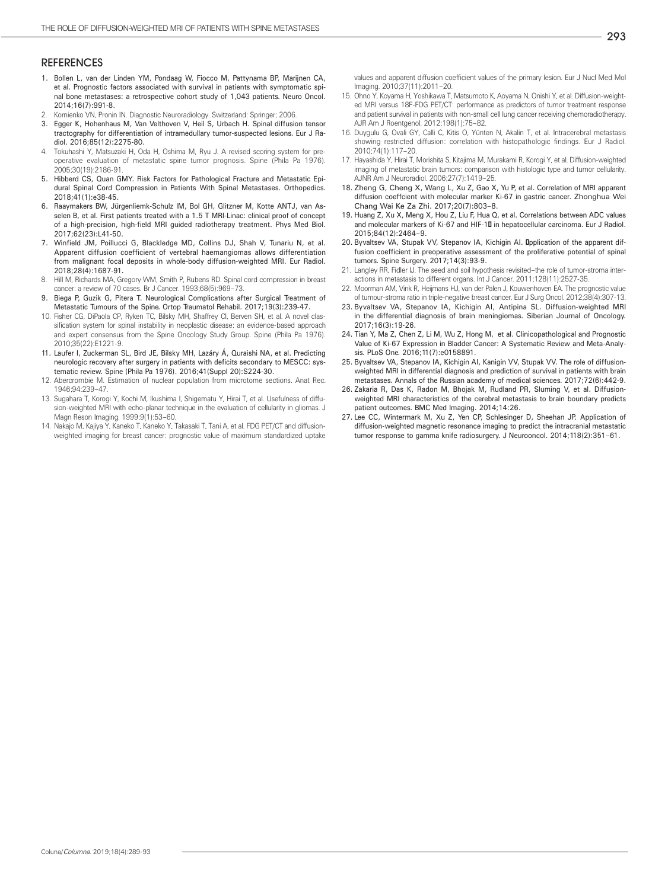## REFERENCES

1. Bollen L, van der Linden YM, Pondaag W, Fiocco M, Pattynama BP, Marijnen CA, et al. Prognostic factors associated with survival in patients with symptomatic spinal bone metastases: a retrospective cohort study of 1,043 patients. Neuro Oncol. 2014;16(7):991-8.
2. Kornienko VN, Pronin IN. Diagnostic Neuroradiology. Switzerland: Springer; 2006.
3. Egger K, Hohenhaus M, Van Velthoven V, Heil S, Urbach H. Spinal diffusion tensor tractography for differentiation of intramedullary tumor-suspected lesions. Eur J Radiol. 2016;85(12):2275-80.
4. Tokuhashi Y, Matsuzaki H, Oda H, Oshima M, Ryu J. A revised scoring system for preoperative evaluation of metastatic spine tumor prognosis. Spine (Phila Pa 1976). 2005;30(19):2186-91.
5. Hibberd CS, Quan GMY. Risk Factors for Pathological Fracture and Metastatic Epidural Spinal Cord Compression in Patients With Spinal Metastases. Orthopedics. 2018;41(1):e38-45.
6. Raaymakers BW, Jürgenliemk-Schulz IM, Bol GH, Glitzner M, Kotte ANTJ, van Asselen B, et al. First patients treated with a 1.5 T MRI-Linac: clinical proof of concept of a high-precision, high-field MRI guided radiotherapy treatment. Phys Med Biol. 2017;62(23):L41-50.
7. Winfield JM, Poillucci G, Blackledge MD, Collins DJ, Shah V, Tunariu N, et al. Apparent diffusion coefficient of vertebral haemangiomas allows differentiation from malignant focal deposits in whole-body diffusion-weighted MRI. Eur Radiol. 2018;28(4):1687-91.
8. Hill M, Richards MA, Gregory WM, Smith P, Rubens RD. Spinal cord compression in breast cancer: a review of 70 cases. Br J Cancer. 1993;68(5):969–73.
9. Biega P, Guzik G, Pitera T. Neurological Complications after Surgical Treatment of Metastatic Tumours of the Spine. Ortop Traumatol Rehabil. 2017;19(3):239-47.
10. Fisher CG, DiPaola CP, Ryken TC, Bilsky MH, Shaffrey CI, Berven SH, et al. A novel classification system for spinal instability in neoplastic disease: an evidence-based approach and expert consensus from the Spine Oncology Study Group. Spine (Phila Pa 1976). 2010;35(22):E1221-9.
11. Laufer I, Zuckerman SL, Bird JE, Bilsky MH, Lazáry Á, Quraishi NA, et al. Predicting neurologic recovery after surgery in patients with deficits secondary to MESCC: systematic review. Spine (Phila Pa 1976). 2016;41(Suppl 20):S224-30.
12. Abercrombie M. Estimation of nuclear population from microtome sections. Anat Rec. 1946;94:239–47.
13. Sugahara T, Korogi Y, Kochi M, Ikushima I, Shigematu Y, Hirai T, et al. Usefulness of diffusion-weighted MRI with echo-planar technique in the evaluation of cellularity in gliomas. J Magn Reson Imaging. 1999;9(1):53–60.
14. Nakajo M, Kajiya Y, Kaneko T, Kaneko Y, Takasaki T, Tani A, et al. FDG PET/CT and diffusion-weighted imaging for breast cancer: prognostic value of maximum standardized uptake values and apparent diffusion coefficient values of the primary lesion. Eur J Nucl Med Mol Imaging. 2010;37(11):2011–20.
15. Ohno Y, Koyama H, Yoshikawa T, Matsumoto K, Aoyama N, Onishi Y, et al. Diffusion-weighted MRI versus 18F-FDG PET/CT: performance as predictors of tumor treatment response and patient survival in patients with non-small cell lung cancer receiving chemoradiotherapy. AJR Am J Roentgenol. 2012;198(1):75–82.
16. Duygulu G, Ovali GY, Calli C, Kitis O, Yünten N, Akalin T, et al. Intracerebral metastasis showing restricted diffusion: correlation with histopathologic findings. Eur J Radiol. 2010;74(1):117–20.
17. Hayashida Y, Hirai T, Morishita S, Kitajima M, Murakami R, Korogi Y, et al. Diffusion-weighted imaging of metastatic brain tumors: comparison with histologic type and tumor cellularity. AJNR Am J Neuroradiol. 2006;27(7):1419–25.
18. Zheng G, Cheng X, Wang L, Xu Z, Gao X, Yu P, et al. Correlation of MRI apparent diffusion coeffcient with molecular marker Ki-67 in gastric cancer. Zhonghua Wei Chang Wai Ke Za Zhi. 2017;20(7):803–8.
19. Huang Z, Xu X, Meng X, Hou Z, Liu F, Hua Q, et al. Correlations between ADC values and molecular markers of Ki-67 and HIF-1 in hepatocellular carcinoma. Eur J Radiol. 2015;84(12):2464–9.
20. Byvaltsev VA, Stupak VV, Stepanov IA, Kichigin AI. pplication of the apparent diffusion coefficient in preoperative assessment of the proliferative potential of spinal tumors. Spine Surgery. 2017;14(3):93-9.
21. Langley RR, Fidler IJ. The seed and soil hypothesis revisited–the role of tumor-stroma interactions in metastasis to different organs. Int J Cancer. 2011;128(11):2527-35.
22. Moorman AM, Vink R, Heijmans HJ, van der Palen J, Kouwenhoven EA. The prognostic value of tumour-stroma ratio in triple-negative breast cancer. Eur J Surg Oncol. 2012;38(4):307-13.
23. Byvaltsev VA, Stepanov IA, Kichigin AI, Antipina SL. Diffusion-weighted MRI in the differential diagnosis of brain meningiomas. Siberian Journal of Oncology. 2017;16(3):19-26.
24. Tian Y, Ma Z, Chen Z, Li M, Wu Z, Hong M, et al. Clinicopathological and Prognostic Value of Ki-67 Expression in Bladder Cancer: A Systematic Review and Meta-Analysis. PLoS One. 2016;11(7):e0158891.
25. Byvaltsev VA, Stepanov IA, Kichigin AI, Kanigin VV, Stupak VV. The role of diffusion-weighted MRI in differential diagnosis and prediction of survival in patients with brain metastases. Annals of the Russian academy of medical sciences. 2017;72(6):442-9.
26. Zakaria R, Das K, Radon M, Bhojak M, Rudland PR, Sluming V, et al. Diffusion-weighted MRI characteristics of the cerebral metastasis to brain boundary predicts patient outcomes. BMC Med Imaging. 2014;14:26.
27. Lee CC, Wintermark M, Xu Z, Yen CP, Schlesinger D, Sheehan JP. Application of diffusion-weighted magnetic resonance imaging to predict the intracranial metastatic tumor response to gamma knife radiosurgery. J Neurooncol. 2014;118(2):351–61.